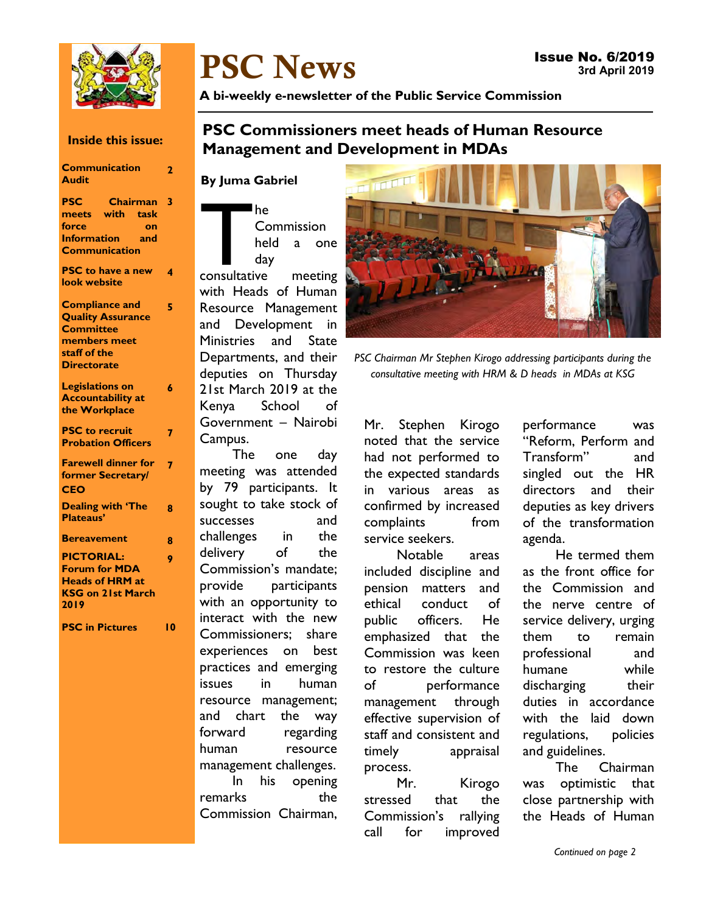# PSC News

**Issue No. 6/2019**
**3rd April 2019**

**A bi-weekly e-newsletter of the Public Service Commission**

**Inside this issue:**

| | |
|---|---|
| **Communication Audit** | **2** |
| **PSC Chairman meets with task force on Information and Communication** | **3** |
| **PSC to have a new look website** | **4** |
| **Compliance and Quality Assurance Committee members meet staff of the Directorate** | **5** |
| **Legislations on Accountability at the Workplace** | **6** |
| **PSC to recruit Probation Officers** | **7** |
| **Farewell dinner for former Secretary/ CEO** | **7** |
| **Dealing with 'The Plateaus'** | **8** |
| **Bereavement** | **8** |
| **PICTORIAL: Forum for MDA Heads of HRM at KSG on 21st March 2019** | **9** |
| **PSC in Pictures** | **10** |

## PSC Commissioners meet heads of Human Resource Management and Development in MDAs

**By Juma Gabriel**

The Commission held a one day consultative meeting with Heads of Human Resource Management and Development in Ministries and State Departments, and their deputies on Thursday 21st March 2019 at the Kenya School of Government – Nairobi Campus.

The one day meeting was attended by 79 participants. It sought to take stock of successes and challenges in the delivery of the Commission's mandate; provide participants with an opportunity to interact with the new Commissioners; share experiences on best practices and emerging issues in human resource management; and chart the way forward regarding human resource management challenges.

In his opening remarks the Commission Chairman,

*PSC Chairman Mr Stephen Kirogo addressing participants during the consultative meeting with HRM & D heads in MDAs at KSG*

Mr. Stephen Kirogo noted that the service had not performed to the expected standards in various areas as confirmed by increased complaints from service seekers.

Notable areas included discipline and pension matters and ethical conduct of public officers. He emphasized that the Commission was keen to restore the culture of performance management through effective supervision of staff and consistent and timely appraisal process.

Mr. Kirogo stressed that the Commission's rallying call for improved performance was "Reform, Perform and Transform" and singled out the HR directors and their deputies as key drivers of the transformation agenda.

He termed them as the front office for the Commission and the nerve centre of service delivery, urging them to remain professional and humane while discharging their duties in accordance with the laid down regulations, policies and guidelines.

The Chairman was optimistic that close partnership with the Heads of Human

*Continued on page 2*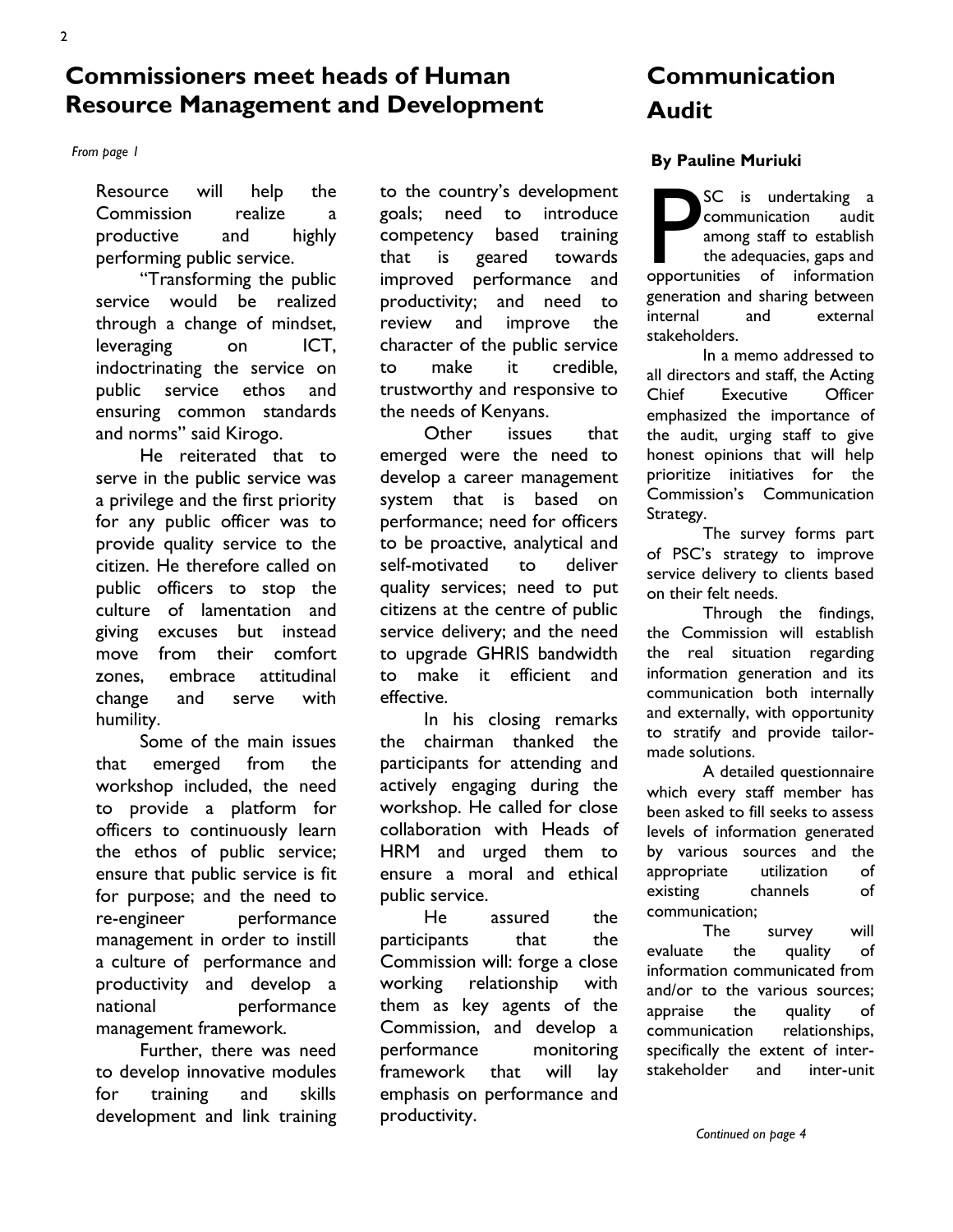## Commissioners meet heads of Human Resource Management and Development

*From page 1*

Resource will help the Commission realize a productive and highly performing public service.

"Transforming the public service would be realized through a change of mindset, leveraging on ICT, indoctrinating the service on public service ethos and ensuring common standards and norms" said Kirogo.

He reiterated that to serve in the public service was a privilege and the first priority for any public officer was to provide quality service to the citizen. He therefore called on public officers to stop the culture of lamentation and giving excuses but instead move from their comfort zones, embrace attitudinal change and serve with humility.

Some of the main issues that emerged from the workshop included, the need to provide a platform for officers to continuously learn the ethos of public service; ensure that public service is fit for purpose; and the need to re-engineer performance management in order to instill a culture of performance and productivity and develop a national performance management framework.

Further, there was need to develop innovative modules for training and skills development and link training to the country's development goals; need to introduce competency based training that is geared towards improved performance and productivity; and need to review and improve the character of the public service to make it credible, trustworthy and responsive to the needs of Kenyans.

Other issues that emerged were the need to develop a career management system that is based on performance; need for officers to be proactive, analytical and self-motivated to deliver quality services; need to put citizens at the centre of public service delivery; and the need to upgrade GHRIS bandwidth to make it efficient and effective.

In his closing remarks the chairman thanked the participants for attending and actively engaging during the workshop. He called for close collaboration with Heads of HRM and urged them to ensure a moral and ethical public service.

He assured the participants that the Commission will: forge a close working relationship with them as key agents of the Commission, and develop a performance monitoring framework that will lay emphasis on performance and productivity.

## Communication Audit

**By Pauline Muriuki**

PSC is undertaking a communication audit among staff to establish the adequacies, gaps and opportunities of information generation and sharing between internal and external stakeholders.

In a memo addressed to all directors and staff, the Acting Chief Executive Officer emphasized the importance of the audit, urging staff to give honest opinions that will help prioritize initiatives for the Commission's Communication Strategy.

The survey forms part of PSC's strategy to improve service delivery to clients based on their felt needs.

Through the findings, the Commission will establish the real situation regarding information generation and its communication both internally and externally, with opportunity to stratify and provide tailor-made solutions.

A detailed questionnaire which every staff member has been asked to fill seeks to assess levels of information generated by various sources and the appropriate utilization of existing channels of communication;

The survey will evaluate the quality of information communicated from and/or to the various sources; appraise the quality of communication relationships, specifically the extent of inter-stakeholder and inter-unit

*Continued on page 4*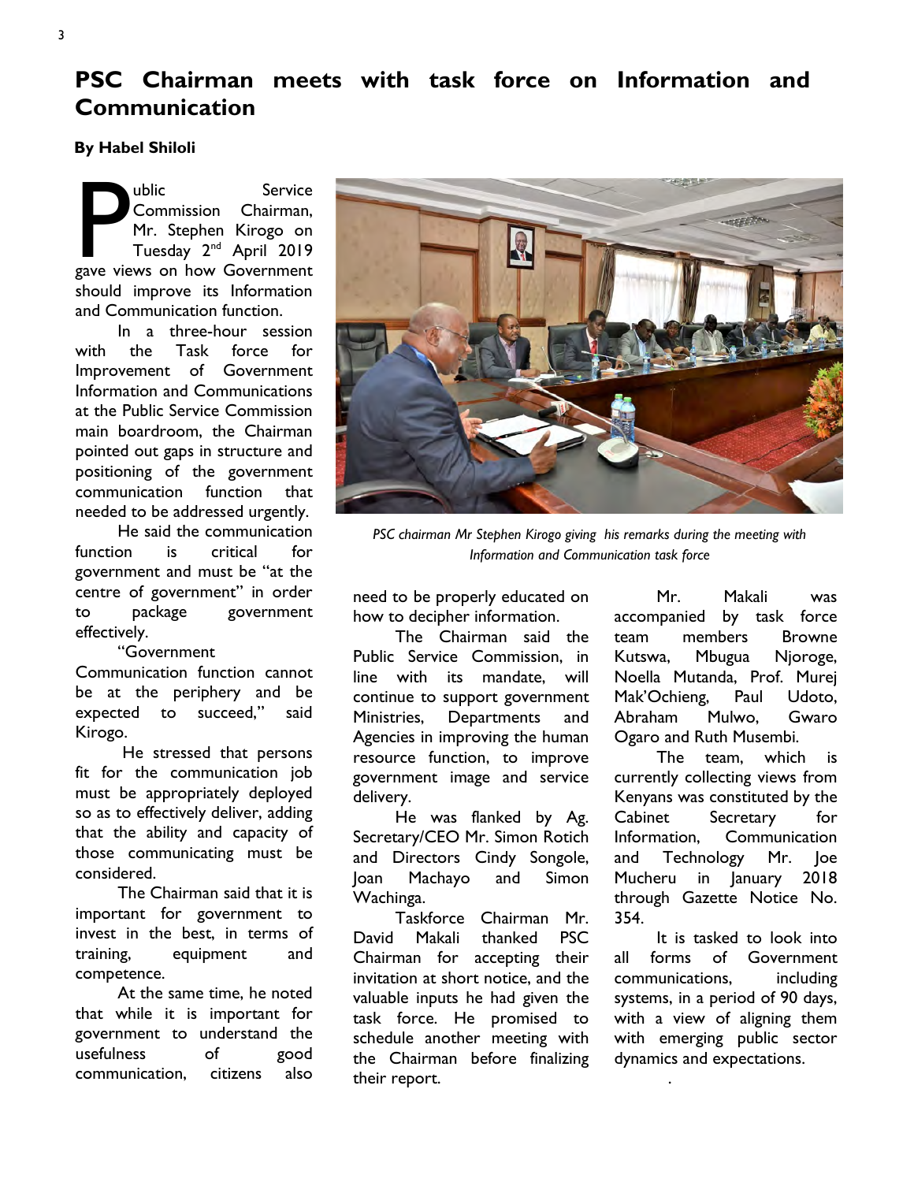# PSC Chairman meets with task force on Information and Communication

**By Habel Shiloli**

Public Service Commission Chairman, Mr. Stephen Kirogo on Tuesday 2nd April 2019 gave views on how Government should improve its Information and Communication function.

In a three-hour session with the Task force for Improvement of Government Information and Communications at the Public Service Commission main boardroom, the Chairman pointed out gaps in structure and positioning of the government communication function that needed to be addressed urgently.

He said the communication function is critical for government and must be "at the centre of government" in order to package government effectively.

"Government Communication function cannot be at the periphery and be expected to succeed," said Kirogo.

He stressed that persons fit for the communication job must be appropriately deployed so as to effectively deliver, adding that the ability and capacity of those communicating must be considered.

The Chairman said that it is important for government to invest in the best, in terms of training, equipment and competence.

At the same time, he noted that while it is important for government to understand the usefulness of good communication, citizens also need to be properly educated on how to decipher information.

The Chairman said the Public Service Commission, in line with its mandate, will continue to support government Ministries, Departments and Agencies in improving the human resource function, to improve government image and service delivery.

He was flanked by Ag. Secretary/CEO Mr. Simon Rotich and Directors Cindy Songole, Joan Machayo and Simon Wachinga.

Taskforce Chairman Mr. David Makali thanked PSC Chairman for accepting their invitation at short notice, and the valuable inputs he had given the task force. He promised to schedule another meeting with the Chairman before finalizing their report.

*PSC chairman Mr Stephen Kirogo giving his remarks during the meeting with Information and Communication task force*

Mr. Makali was accompanied by task force team members Browne Kutswa, Mbugua Njoroge, Noella Mutanda, Prof. Murej Mak'Ochieng, Paul Udoto, Abraham Mulwo, Gwaro Ogaro and Ruth Musembi.

The team, which is currently collecting views from Kenyans was constituted by the Cabinet Secretary for Information, Communication and Technology Mr. Joe Mucheru in January 2018 through Gazette Notice No. 354.

It is tasked to look into all forms of Government communications, including systems, in a period of 90 days, with a view of aligning them with emerging public sector dynamics and expectations.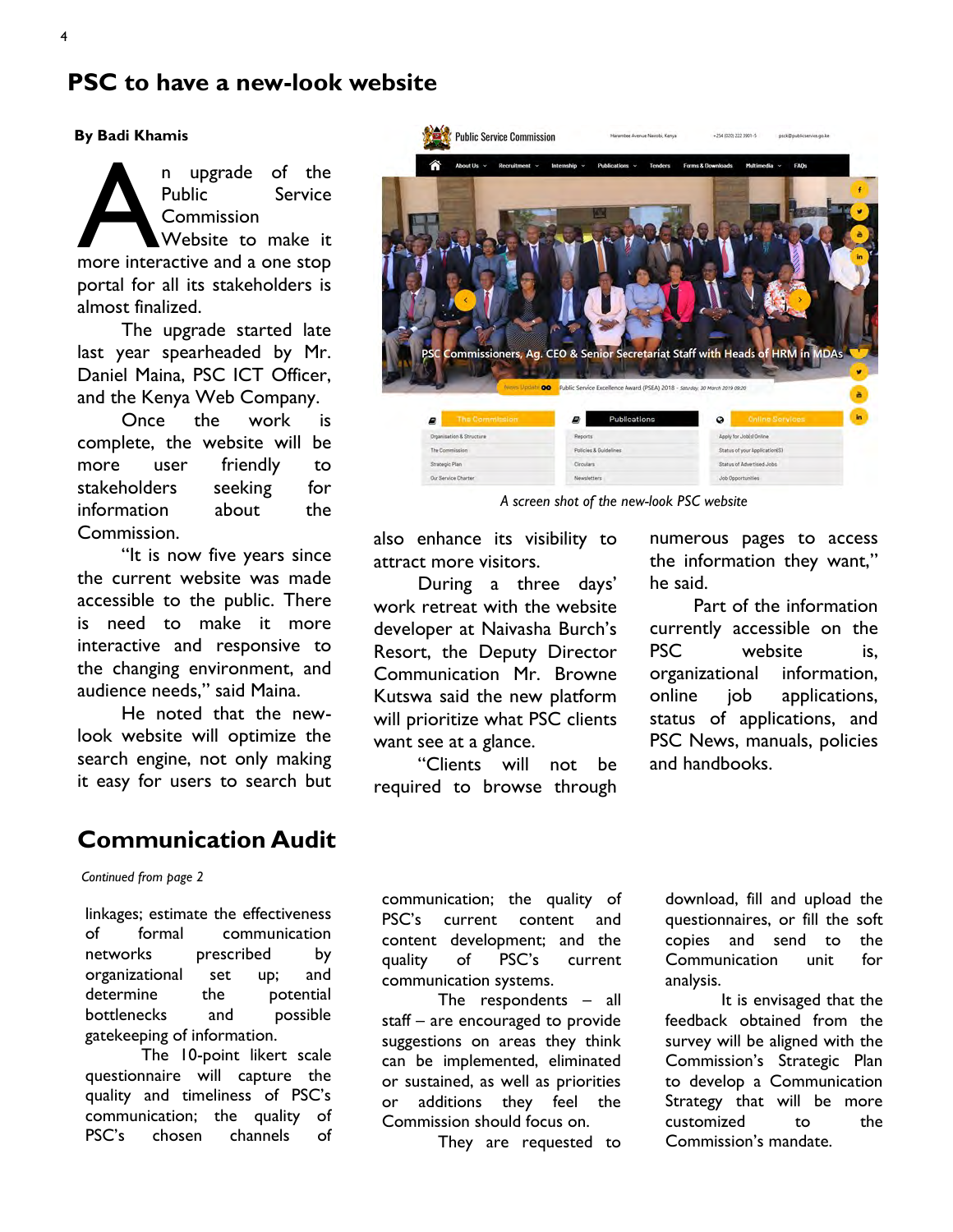# PSC to have a new-look website

**By Badi Khamis**

An upgrade of the Public Service Commission Website to make it more interactive and a one stop portal for all its stakeholders is almost finalized.

The upgrade started late last year spearheaded by Mr. Daniel Maina, PSC ICT Officer, and the Kenya Web Company.

Once the work is complete, the website will be more user friendly to stakeholders seeking for information about the Commission.

"It is now five years since the current website was made accessible to the public. There is need to make it more interactive and responsive to the changing environment, and audience needs," said Maina.

He noted that the new-look website will optimize the search engine, not only making it easy for users to search but also enhance its visibility to attract more visitors.

During a three days' work retreat with the website developer at Naivasha Burch's Resort, the Deputy Director Communication Mr. Browne Kutswa said the new platform will prioritize what PSC clients want see at a glance.

"Clients will not be required to browse through numerous pages to access the information they want," he said.

Part of the information currently accessible on the PSC website is, organizational information, online job applications, status of applications, and PSC News, manuals, policies and handbooks.

*A screen shot of the new-look PSC website*

# Communication Audit

*Continued from page 2*

linkages; estimate the effectiveness of formal communication networks prescribed by organizational set up; and determine the potential bottlenecks and possible gatekeeping of information.

The 10-point likert scale questionnaire will capture the quality and timeliness of PSC's communication; the quality of PSC's chosen channels of communication; the quality of PSC's current content and content development; and the quality of PSC's current communication systems.

The respondents – all staff – are encouraged to provide suggestions on areas they think can be implemented, eliminated or sustained, as well as priorities or additions they feel the Commission should focus on.

They are requested to download, fill and upload the questionnaires, or fill the soft copies and send to the Communication unit for analysis.

It is envisaged that the feedback obtained from the survey will be aligned with the Commission's Strategic Plan to develop a Communication Strategy that will be more customized to the Commission's mandate.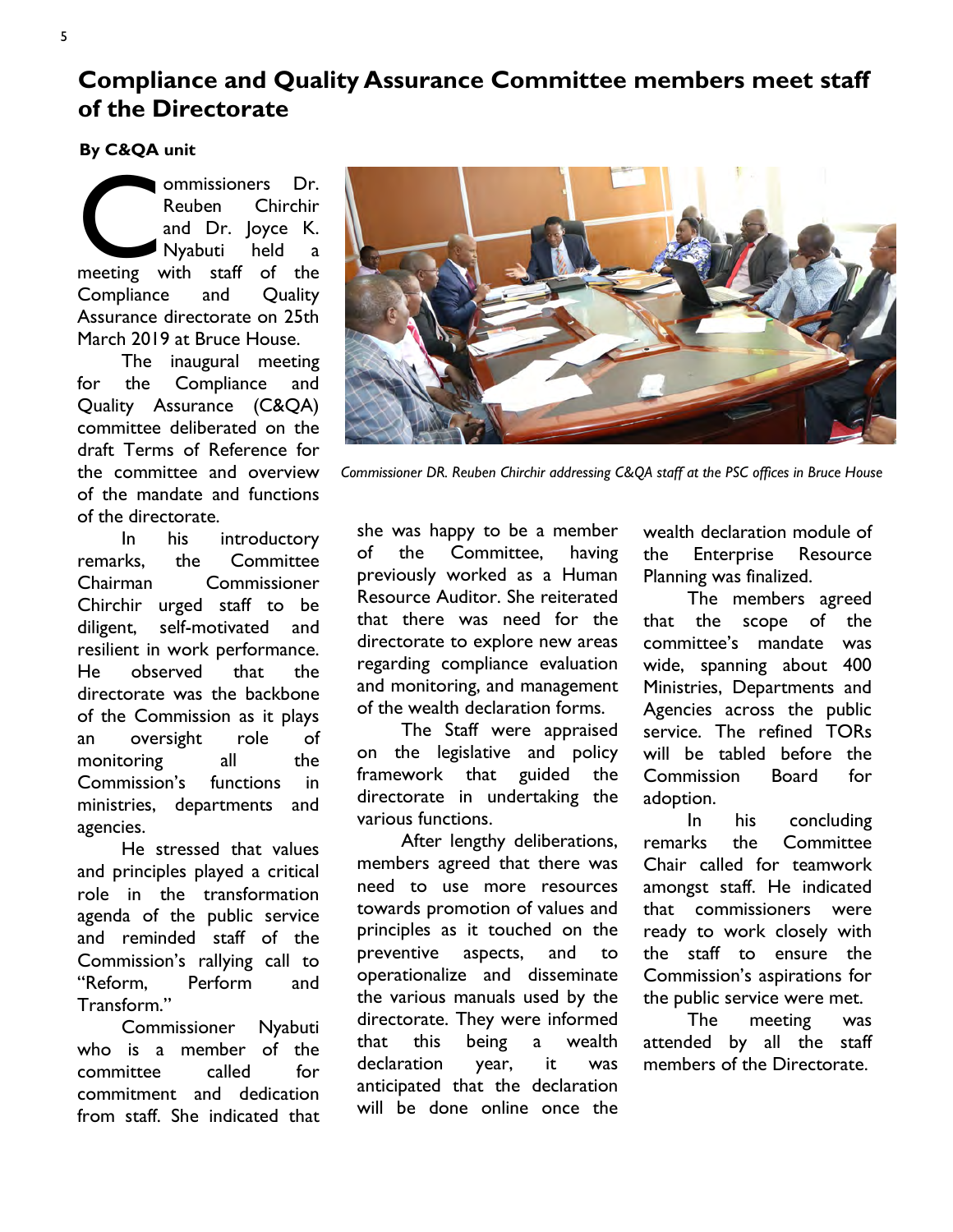# Compliance and Quality Assurance Committee members meet staff of the Directorate

**By C&QA unit**

Commissioners Dr. Reuben Chirchir and Dr. Joyce K. Nyabuti held a meeting with staff of the Compliance and Quality Assurance directorate on 25th March 2019 at Bruce House.

The inaugural meeting for the Compliance and Quality Assurance (C&QA) committee deliberated on the draft Terms of Reference for the committee and overview of the mandate and functions of the directorate.

In his introductory remarks, the Committe Chairman Commissioner Chirchir urged staff to be diligent, self-motivated and resilient in work performance. He observed that the directorate was the backbone of the Commission as it plays an oversight role of monitoring all the Commission's functions in ministries, departments and agencies.

He stressed that values and principles played a critical role in the transformation agenda of the public service and reminded staff of the Commission's rallying call to "Reform, Perform and Transform."

Commissioner Nyabuti who is a member of the committee called for commitment and dedication from staff. She indicated that she was happy to be a member of the Committee, having previously worked as a Human Resource Auditor. She reiterated that there was need for the directorate to explore new areas regarding compliance evaluation and monitoring, and management of the wealth declaration forms.

*Commissioner DR. Reuben Chirchir addressing C&QA staff at the PSC offices in Bruce House*

The Staff were appraised on the legislative and policy framework that guided the directorate in undertaking the various functions.

After lengthy deliberations, members agreed that there was need to use more resources towards promotion of values and principles as it touched on the preventive aspects, and to operationalize and disseminate the various manuals used by the directorate. They were informed that this being a wealth declaration year, it was anticipated that the declaration will be done online once the wealth declaration module of the Enterprise Resource Planning was finalized.

The members agreed that the scope of the committee's mandate was wide, spanning about 400 Ministries, Departments and Agencies across the public service. The refined TORs will be tabled before the Commission Board for adoption.

In his concluding remarks the Committee Chair called for teamwork amongst staff. He indicated that commissioners were ready to work closely with the staff to ensure the Commission's aspirations for the public service were met.

The meeting was attended by all the staff members of the Directorate.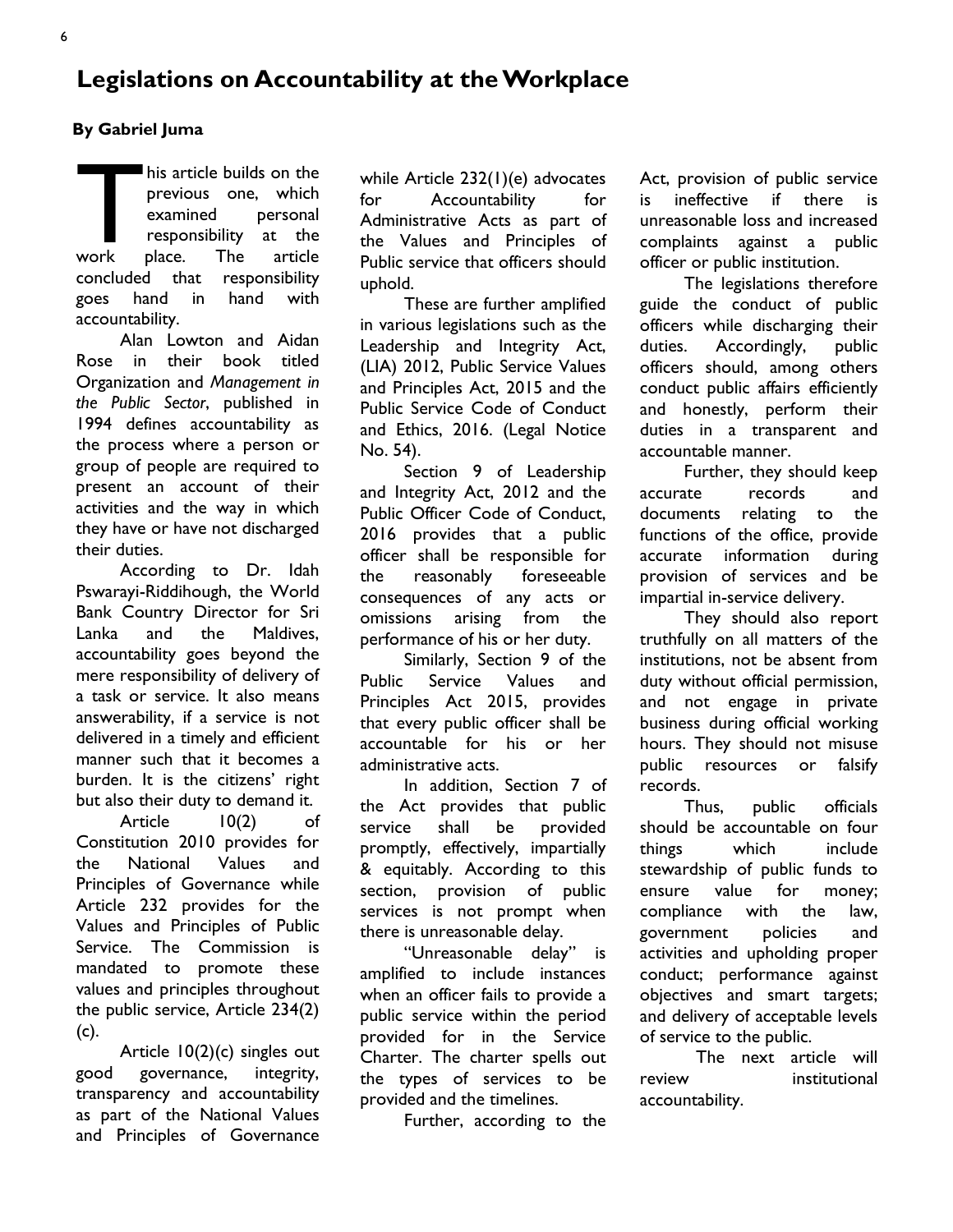# Legislations on Accountability at the Workplace

**By Gabriel Juma**

This article builds on the previous one, which examined personal responsibility at the work place. The article concluded that responsibility goes hand in hand with accountability.

Alan Lowton and Aidan Rose in their book titled Organization and *Management in the Public Sector*, published in 1994 defines accountability as the process where a person or group of people are required to present an account of their activities and the way in which they have or have not discharged their duties.

According to Dr. Idah Pswarayi-Riddihough, the World Bank Country Director for Sri Lanka and the Maldives, accountability goes beyond the mere responsibility of delivery of a task or service. It also means answerability, if a service is not delivered in a timely and efficient manner such that it becomes a burden. It is the citizens' right but also their duty to demand it.

Article 10(2) of Constitution 2010 provides for the National Values and Principles of Governance while Article 232 provides for the Values and Principles of Public Service. The Commission is mandated to promote these values and principles throughout the public service, Article 234(2)(c).

Article 10(2)(c) singles out good governance, integrity, transparency and accountability as part of the National Values and Principles of Governance while Article 232(1)(e) advocates for Accountability for Administrative Acts as part of the Values and Principles of Public service that officers should uphold.

These are further amplified in various legislations such as the Leadership and Integrity Act, (LIA) 2012, Public Service Values and Principles Act, 2015 and the Public Service Code of Conduct and Ethics, 2016. (Legal Notice No. 54).

Section 9 of Leadership and Integrity Act, 2012 and the Public Officer Code of Conduct, 2016 provides that a public officer shall be responsible for the reasonably foreseeable consequences of any acts or omissions arising from the performance of his or her duty.

Similarly, Section 9 of the Public Service Values and Principles Act 2015, provides that every public officer shall be accountable for his or her administrative acts.

In addition, Section 7 of the Act provides that public service shall be provided promptly, effectively, impartially & equitably. According to this section, provision of public services is not prompt when there is unreasonable delay.

"Unreasonable delay" is amplified to include instances when an officer fails to provide a public service within the period provided for in the Service Charter. The charter spells out the types of services to be provided and the timelines.

Further, according to the Act, provision of public service is ineffective if there is unreasonable loss and increased complaints against a public officer or public institution.

The legislations therefore guide the conduct of public officers while discharging their duties. Accordingly, public officers should, among others conduct public affairs efficiently and honestly, perform their duties in a transparent and accountable manner.

Further, they should keep accurate records and documents relating to the functions of the office, provide accurate information during provision of services and be impartial in-service delivery.

They should also report truthfully on all matters of the institutions, not be absent from duty without official permission, and not engage in private business during official working hours. They should not misuse public resources or falsify records.

Thus, public officials should be accountable on four things which include stewardship of public funds to ensure value for money; compliance with the law, government policies and activities and upholding proper conduct; performance against objectives and smart targets; and delivery of acceptable levels of service to the public.

The next article will review institutional accountability.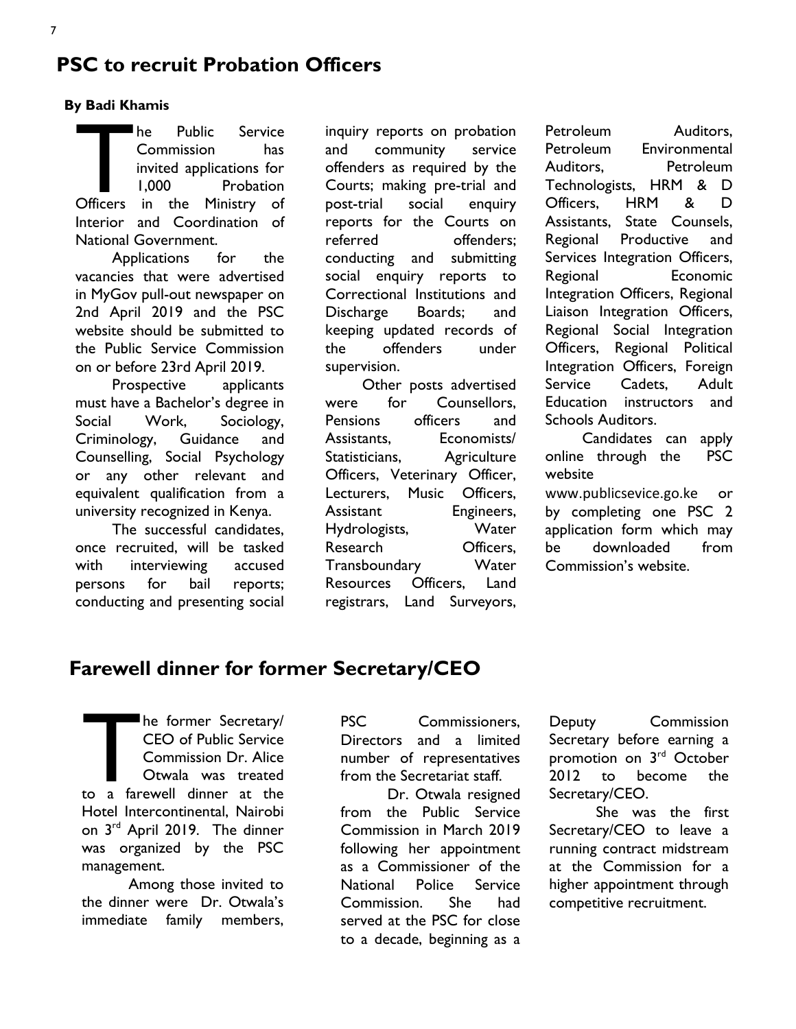## PSC to recruit Probation Officers

**By Badi Khamis**

The Public Service Commission has invited applications for 1,000 Probation Officers in the Ministry of Interior and Coordination of National Government.

Applications for the vacancies that were advertised in MyGov pull-out newspaper on 2nd April 2019 and the PSC website should be submitted to the Public Service Commission on or before 23rd April 2019.

Prospective applicants must have a Bachelor's degree in Social Work, Sociology, Criminology, Guidance and Counselling, Social Psychology or any other relevant and equivalent qualification from a university recognized in Kenya.

The successful candidates, once recruited, will be tasked with interviewing accused persons for bail reports; conducting and presenting social inquiry reports on probation and community service offenders as required by the Courts; making pre-trial and post-trial social enquiry reports for the Courts on referred offenders; conducting and submitting social enquiry reports to Correctional Institutions and Discharge Boards; and keeping updated records of the offenders under supervision.

Other posts advertised were for Counsellors, Pensions officers and Assistants, Economists/ Statisticians, Agriculture Officers, Veterinary Officer, Lecturers, Music Officers, Assistant Engineers, Hydrologists, Water Research Officers, Transboundary Water Resources Officers, Land registrars, Land Surveyors, Petroleum Auditors, Petroleum Environmental Auditors, Petroleum Technologists, HRM & D Officers, HRM & D Assistants, State Counsels, Regional Productive and Services Integration Officers, Regional Economic Integration Officers, Regional Liaison Integration Officers, Regional Social Integration Officers, Regional Political Integration Officers, Foreign Service Cadets, Adult Education instructors and Schools Auditors.

Candidates can apply online through the PSC website www.publicsevice.go.ke or by completing one PSC 2 application form which may be downloaded from Commission's website.

## Farewell dinner for former Secretary/CEO

The former Secretary/ CEO of Public Service Commission Dr. Alice Otwala was treated to a farewell dinner at the Hotel Intercontinental, Nairobi on 3rd April 2019. The dinner was organized by the PSC management.

Among those invited to the dinner were Dr. Otwala's immediate family members, PSC Commissioners, Directors and a limited number of representatives from the Secretariat staff.

Dr. Otwala resigned from the Public Service Commission in March 2019 following her appointment as a Commissioner of the National Police Service Commission. She had served at the PSC for close to a decade, beginning as a Deputy Commission Secretary before earning a promotion on 3rd October 2012 to become the Secretary/CEO.

She was the first Secretary/CEO to leave a running contract midstream at the Commission for a higher appointment through competitive recruitment.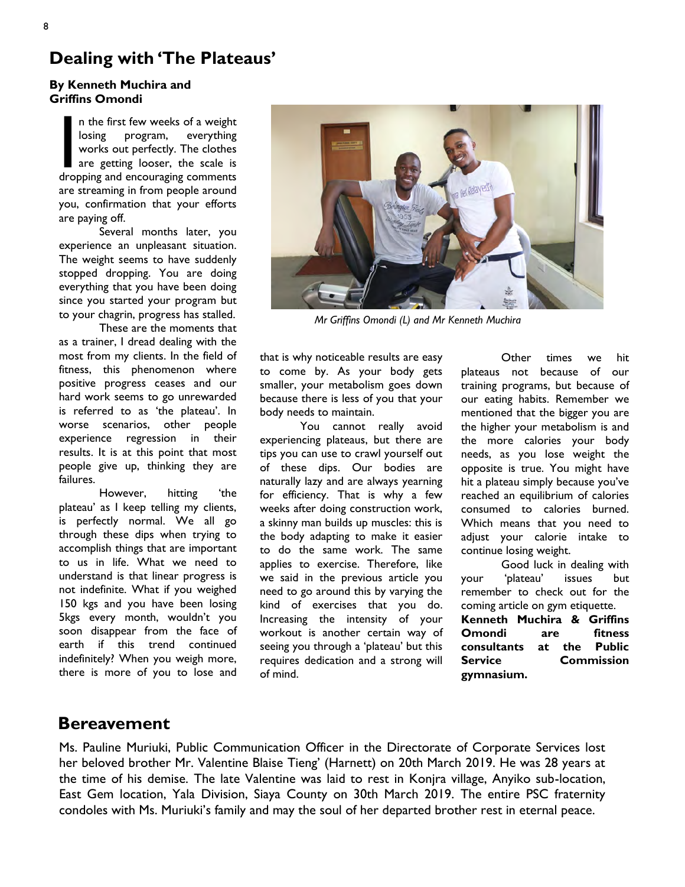## Dealing with 'The Plateaus'

**By Kenneth Muchira and Griffins Omondi**

In the first few weeks of a weight losing program, everything works out perfectly. The clothes are getting looser, the scale is dropping and encouraging comments are streaming in from people around you, confirmation that your efforts are paying off.

Several months later, you experience an unpleasant situation. The weight seems to have suddenly stopped dropping. You are doing everything that you have been doing since you started your program but to your chagrin, progress has stalled.

These are the moments that as a trainer, I dread dealing with the most from my clients. In the field of fitness, this phenomenon where positive progress ceases and our hard work seems to go unrewarded is referred to as 'the plateau'. In worse scenarios, other people experience regression in their results. It is at this point that most people give up, thinking they are failures.

However, hitting 'the plateau' as I keep telling my clients, is perfectly normal. We all go through these dips when trying to accomplish things that are important to us in life. What we need to understand is that linear progress is not indefinite. What if you weighed 150 kgs and you have been losing 5kgs every month, wouldn't you soon disappear from the face of earth if this trend continued indefinitely? When you weigh more, there is more of you to lose and that is why noticeable results are easy to come by. As your body gets smaller, your metabolism goes down because there is less of you that your body needs to maintain.

*Mr Griffins Omondi (L) and Mr Kenneth Muchira*

You cannot really avoid experiencing plateaus, but there are tips you can use to crawl yourself out of these dips. Our bodies are naturally lazy and are always yearning for efficiency. That is why a few weeks after doing construction work, a skinny man builds up muscles: this is the body adapting to make it easier to do the same work. The same applies to exercise. Therefore, like we said in the previous article you need to go around this by varying the kind of exercises that you do. Increasing the intensity of your workout is another certain way of seeing you through a 'plateau' but this requires dedication and a strong will of mind.

Other times we hit plateaus not because of our training programs, but because of our eating habits. Remember we mentioned that the bigger you are the higher your metabolism is and the more calories your body needs, as you lose weight the opposite is true. You might have hit a plateau simply because you've reached an equilibrium of calories consumed to calories burned. Which means that you need to adjust your calorie intake to continue losing weight.

Good luck in dealing with your 'plateau' issues but remember to check out for the coming article on gym etiquette.

**Kenneth Muchira & Griffins Omondi are fitness consultants at the Public Service Commission gymnasium.**

## Bereavement

Ms. Pauline Muriuki, Public Communication Officer in the Directorate of Corporate Services lost her beloved brother Mr. Valentine Blaise Tieng' (Harnett) on 20th March 2019. He was 28 years at the time of his demise. The late Valentine was laid to rest in Konjra village, Anyiko sub-location, East Gem location, Yala Division, Siaya County on 30th March 2019. The entire PSC fraternity condoles with Ms. Muriuki's family and may the soul of her departed brother rest in eternal peace.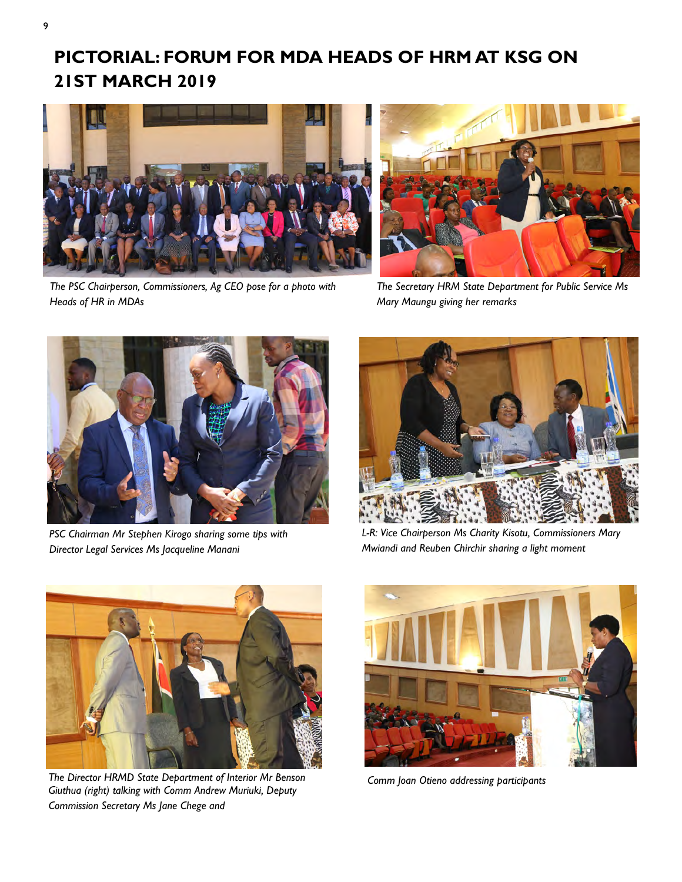# PICTORIAL: FORUM FOR MDA HEADS OF HRM AT KSG ON 21ST MARCH 2019

*The PSC Chairperson, Commissioners, Ag CEO pose for a photo with Heads of HR in MDAs*

*The Secretary HRM State Department for Public Service Ms Mary Maungu giving her remarks*

*PSC Chairman Mr Stephen Kirogo sharing some tips with Director Legal Services Ms Jacqueline Manani*

*L-R: Vice Chairperson Ms Charity Kisotu, Commissioners Mary Mwiandi and Reuben Chirchir sharing a light moment*

*The Director HRMD State Department of Interior Mr Benson Giuthua (right) talking with Comm Andrew Muriuki, Deputy Commission Secretary Ms Jane Chege and*

*Comm Joan Otieno addressing participants*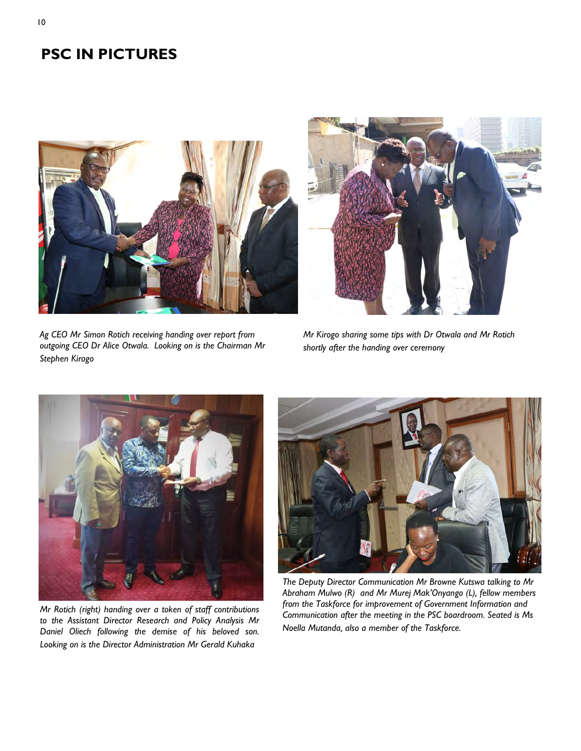# PSC IN PICTURES

*Ag CEO Mr Simon Rotich receiving handing over report from outgoing CEO Dr Alice Otwala. Looking on is the Chairman Mr Stephen Kirogo*

*Mr Kirogo sharing some tips with Dr Otwala and Mr Rotich shortly after the handing over ceremony*

*Mr Rotich (right) handing over a token of staff contributions to the Assistant Director Research and Policy Analysis Mr Daniel Oliech following the demise of his beloved son. Looking on is the Director Administration Mr Gerald Kuhaka*

*The Deputy Director Communication Mr Browne Kutswa talking to Mr Abraham Mulwo (R) and Mr Murej Mak'Onyango (L), fellow members from the Taskforce for improvement of Government Information and Communication after the meeting in the PSC boardroom. Seated is Ms Noella Mutanda, also a member of the Taskforce.*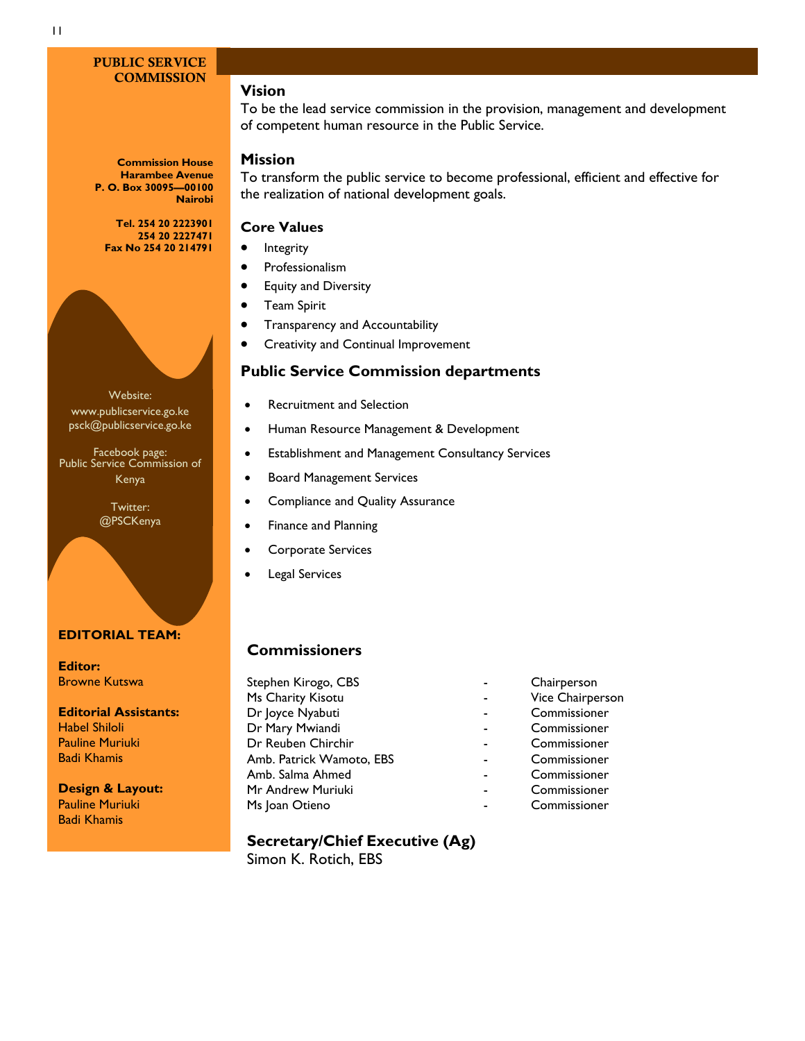**PUBLIC SERVICE COMMISSION**

**Commission House**
**Harambee Avenue**
**P. O. Box 30095—00100**
**Nairobi**

**Tel. 254 20 2223901**
**254 20 2227471**
**Fax No 254 20 214791**

Website:
www.publicservice.go.ke
psck@publicservice.go.ke

Facebook page:
Public Service Commission of Kenya

Twitter:
@PSCKenya

**EDITORIAL TEAM:**

**Editor:**
Browne Kutswa

**Editorial Assistants:**
Habel Shiloli
Pauline Muriuki
Badi Khamis

**Design & Layout:**
Pauline Muriuki
Badi Khamis

## Vision

To be the lead service commission in the provision, management and development of competent human resource in the Public Service.

## Mission

To transform the public service to become professional, efficient and effective for the realization of national development goals.

## Core Values

- Integrity
- Professionalism
- Equity and Diversity
- Team Spirit
- Transparency and Accountability
- Creativity and Continual Improvement

## Public Service Commission departments

- Recruitment and Selection
- Human Resource Management & Development
- Establishment and Management Consultancy Services
- Board Management Services
- Compliance and Quality Assurance
- Finance and Planning
- Corporate Services
- Legal Services

## Commissioners

| | | |
|---|---|---|
| Stephen Kirogo, CBS | - | Chairperson |
| Ms Charity Kisotu | - | Vice Chairperson |
| Dr Joyce Nyabuti | - | Commissioner |
| Dr Mary Mwiandi | - | Commissioner |
| Dr Reuben Chirchir | - | Commissioner |
| Amb. Patrick Wamoto, EBS | - | Commissioner |
| Amb. Salma Ahmed | - | Commissioner |
| Mr Andrew Muriuki | - | Commissioner |
| Ms Joan Otieno | - | Commissioner |

## Secretary/Chief Executive (Ag)

Simon K. Rotich, EBS